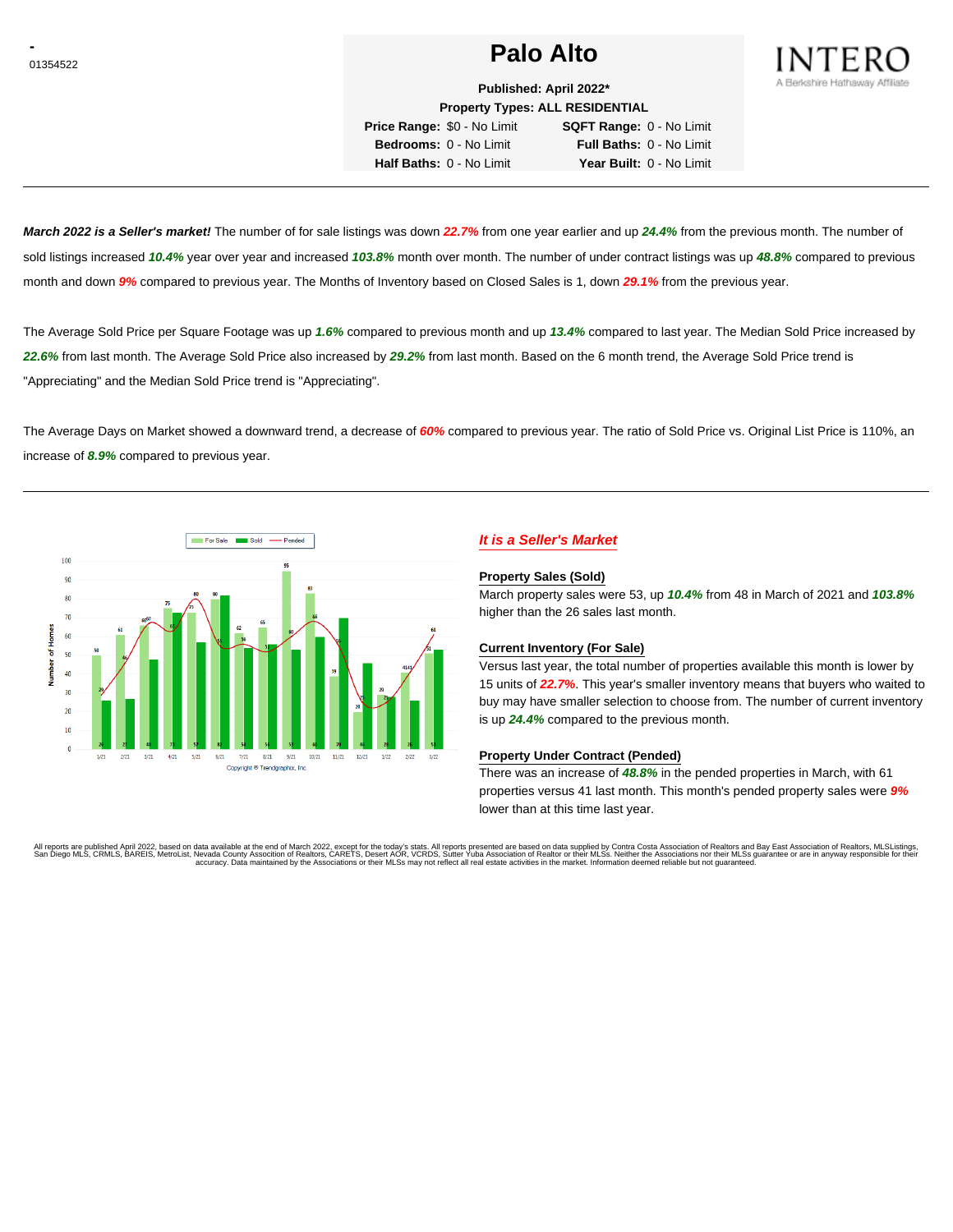-
01354522

# Palo Alto

INTERO
A Berkshire Hathaway Affiliate

**Published: April 2022***
**Property Types: ALL RESIDENTIAL**

| | | | |
|---|---|---|---|
| **Price Range:** | $0 - No Limit | **SQFT Range:** | 0 - No Limit |
| **Bedrooms:** | 0 - No Limit | **Full Baths:** | 0 - No Limit |
| **Half Baths:** | 0 - No Limit | **Year Built:** | 0 - No Limit |

***March 2022 is a Seller's market!*** The number of for sale listings was down ***22.7%*** from one year earlier and up ***24.4%*** from the previous month. The number of sold listings increased ***10.4%*** year over year and increased ***103.8%*** month over month. The number of under contract listings was up ***48.8%*** compared to previous month and down ***9%*** compared to previous year. The Months of Inventory based on Closed Sales is 1, down ***29.1%*** from the previous year.

The Average Sold Price per Square Footage was up ***1.6%*** compared to previous month and up ***13.4%*** compared to last year. The Median Sold Price increased by ***22.6%*** from last month. The Average Sold Price also increased by ***29.2%*** from last month. Based on the 6 month trend, the Average Sold Price trend is "Appreciating" and the Median Sold Price trend is "Appreciating".

The Average Days on Market showed a downward trend, a decrease of ***60%*** compared to previous year. The ratio of Sold Price vs. Original List Price is 110%, an increase of ***8.9%*** compared to previous year.

Copyright ® Trendgraphix, Inc.

## *It is a Seller's Market*

### Property Sales (Sold)

March property sales were 53, up ***10.4%*** from 48 in March of 2021 and ***103.8%*** higher than the 26 sales last month.

### Current Inventory (For Sale)

Versus last year, the total number of properties available this month is lower by 15 units of ***22.7%***. This year's smaller inventory means that buyers who waited to buy may have smaller selection to choose from. The number of current inventory is up ***24.4%*** compared to the previous month.

### Property Under Contract (Pended)

There was an increase of ***48.8%*** in the pended properties in March, with 61 properties versus 41 last month. This month's pended property sales were ***9%*** lower than at this time last year.

All reports are published April 2022, based on data available at the end of March 2022, except for the today's stats. All reports presented are based on data supplied by Contra Costa Association of Realtors and Bay East Association of Realtors, MLSListings, San Diego MLS, CRMLS, BAREIS, MetroList, Nevada County Association of Realtors, CARETS, Desert AOR, VCRDS, Sutter Yuba Association of Realtor or their MLSs. Neither the Associations nor their MLSs guarantee or are in anyway responsible for their accuracy. Data maintained by the Associations or their MLSs may not reflect all real estate activities in the market. Information deemed reliable but not guaranteed.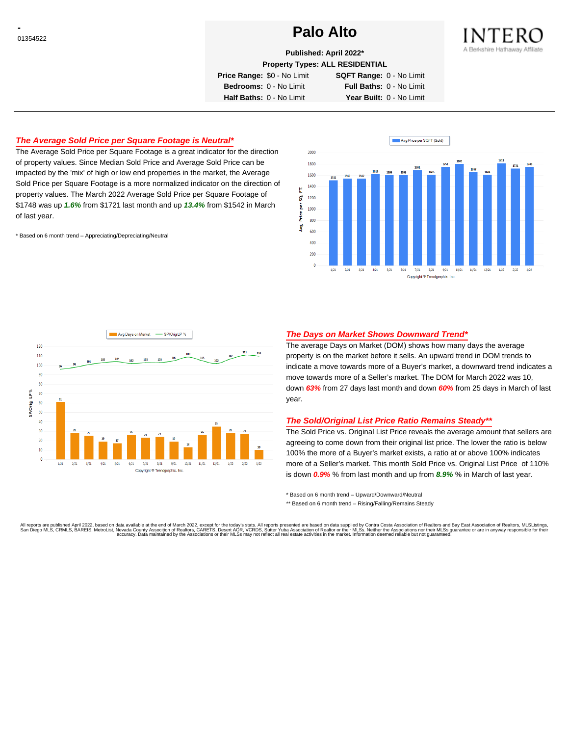-
01354522

# Palo Alto

INTERO
A Berkshire Hathaway Affiliate

**Published: April 2022***

**Property Types: ALL RESIDENTIAL**

| | | | |
|---|---|---|---|
| **Price Range:** | $0 - No Limit | **SQFT Range:** | 0 - No Limit |
| **Bedrooms:** | 0 - No Limit | **Full Baths:** | 0 - No Limit |
| **Half Baths:** | 0 - No Limit | **Year Built:** | 0 - No Limit |

## *The Average Sold Price per Square Footage is Neutral**

The Average Sold Price per Square Footage is a great indicator for the direction of property values. Since Median Sold Price and Average Sold Price can be impacted by the 'mix' of high or low end properties in the market, the Average Sold Price per Square Footage is a more normalized indicator on the direction of property values. The March 2022 Average Sold Price per Square Footage of $1748 was up ***1.6%*** from $1721 last month and up ***13.4%*** from $1542 in March of last year.

* Based on 6 month trend – Appreciating/Depreciating/Neutral

| Month | Avg Price per SQFT (Sold) |
|---|---|
| 1/21 | 1511 |
| 2/21 | 1540 |
| 3/21 | 1542 |
| 4/21 | 1619 |
| 5/21 | 1599 |
| 6/21 | 1599 |
| 7/21 | 1691 |
| 8/21 | 1605 |
| 9/21 | 1751 |
| 10/21 | 1803 |
| 11/21 | 1657 |
| 12/21 | 1604 |
| 1/22 | 1811 |
| 2/22 | 1721 |
| 3/22 | 1748 |

Copyright ® Trendgraphix, Inc.

| Month | Avg Days on Market | SP/Orig LP % |
|---|---|---|
| 1/21 | 61 | 96 |
| 2/21 | 28 | 98 |
| 3/21 | 25 | 101 |
| 4/21 | 19 | 103 |
| 5/21 | 17 | 104 |
| 6/21 | 26 | 102 |
| 7/21 | 23 | 103 |
| 8/21 | 24 | 103 |
| 9/21 | 19 | 105 |
| 10/21 | 13 | 109 |
| 11/21 | 26 | 105 |
| 12/21 | 35 | 102 |
| 1/22 | 28 | 107 |
| 2/22 | 27 | 111 |
| 3/22 | 10 | 110 |

Copyright ® Trendgraphix, Inc.

## *The Days on Market Shows Downward Trend**

The average Days on Market (DOM) shows how many days the average property is on the market before it sells. An upward trend in DOM trends to indicate a move towards more of a Buyer's market, a downward trend indicates a move towards more of a Seller's market. The DOM for March 2022 was 10, down ***63%*** from 27 days last month and down ***60%*** from 25 days in March of last year.

## *The Sold/Original List Price Ratio Remains Steady***

The Sold Price vs. Original List Price reveals the average amount that sellers are agreeing to come down from their original list price. The lower the ratio is below 100% the more of a Buyer's market exists, a ratio at or above 100% indicates more of a Seller's market. This month Sold Price vs. Original List Price of 110% is down ***0.9%*** % from last month and up from ***8.9%*** % in March of last year.

* Based on 6 month trend – Upward/Downward/Neutral

** Based on 6 month trend – Rising/Falling/Remains Steady

All reports are published April 2022, based on data available at the end of March 2022, except for the today's stats. All reports presented are based on data supplied by Contra Costa Association of Realtors and Bay East Association of Realtors, MLSListings, San Diego MLS, CRMLS, BAREIS, MetroList, Nevada County Association of Realtors, CARETS, Desert AOR, VCRDS, Sutter Yuba Association of Realtor or their MLSs. Neither the Associations nor their MLSs guarantee or are in anyway responsible for their accuracy. Data maintained by the Associations or their MLSs may not reflect all real estate activities in the market. Information deemed reliable but not guaranteed.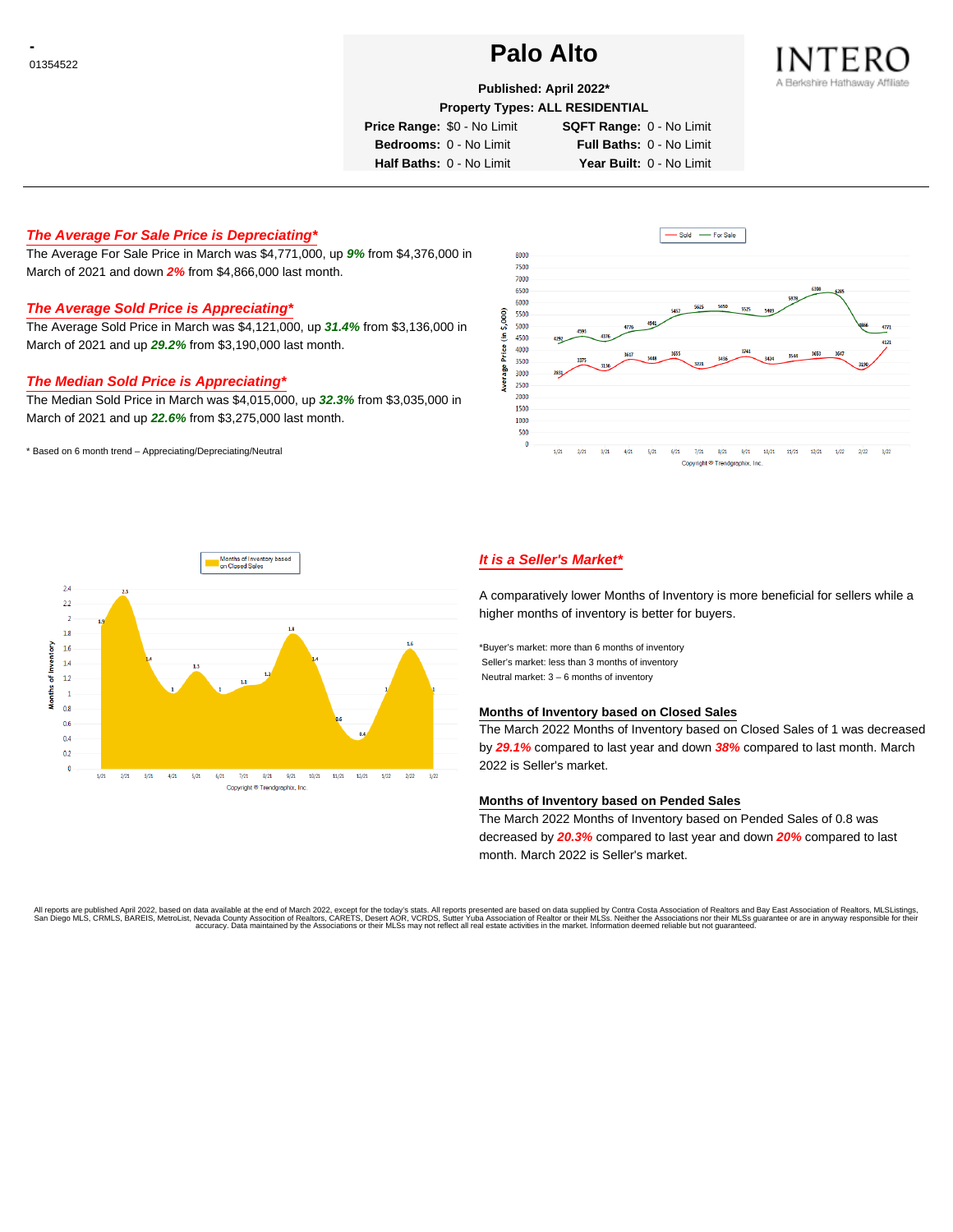-
01354522

# Palo Alto

**Published: April 2022***

**Property Types: ALL RESIDENTIAL**

| | | | |
|---|---|---|---|
| **Price Range:** | $0 - No Limit | **SQFT Range:** | 0 - No Limit |
| **Bedrooms:** | 0 - No Limit | **Full Baths:** | 0 - No Limit |
| **Half Baths:** | 0 - No Limit | **Year Built:** | 0 - No Limit |

INTERO
A Berkshire Hathaway Affiliate

---

### *The Average For Sale Price is Depreciating**

The Average For Sale Price in March was $4,771,000, up ***9%*** from $4,376,000 in March of 2021 and down ***2%*** from $4,866,000 last month.

### *The Average Sold Price is Appreciating**

The Average Sold Price in March was $4,121,000, up ***31.4%*** from $3,136,000 in March of 2021 and up ***29.2%*** from $3,190,000 last month.

### *The Median Sold Price is Appreciating**

The Median Sold Price in March was $4,015,000, up ***32.3%*** from $3,035,000 in March of 2021 and up ***22.6%*** from $3,275,000 last month.

\* Based on 6 month trend – Appreciating/Depreciating/Neutral

### *It is a Seller's Market**

A comparatively lower Months of Inventory is more beneficial for sellers while a higher months of inventory is better for buyers.

*Buyer's market: more than 6 months of inventory
Seller's market: less than 3 months of inventory
Neutral market: 3 – 6 months of inventory

#### Months of Inventory based on Closed Sales

The March 2022 Months of Inventory based on Closed Sales of 1 was decreased by ***29.1%*** compared to last year and down ***38%*** compared to last month. March 2022 is Seller's market.

#### Months of Inventory based on Pended Sales

The March 2022 Months of Inventory based on Pended Sales of 0.8 was decreased by ***20.3%*** compared to last year and down ***20%*** compared to last month. March 2022 is Seller's market.

All reports are published April 2022, based on data available at the end of March 2022, except for the today's stats. All reports presented are based on data supplied by Contra Costa Association of Realtors and Bay East Association of Realtors, MLSListings, San Diego MLS, CRMLS, BAREIS, MetroList, Nevada County Association of Realtors, CARETS, Desert AOR, VCRDS, Sutter Yuba Association of Realtor or their MLSs. Neither the Associations nor their MLSs guarantee or are in anyway responsible for their accuracy. Data maintained by the Associations or their MLSs may not reflect all real estate activities in the market. Information deemed reliable but not guaranteed.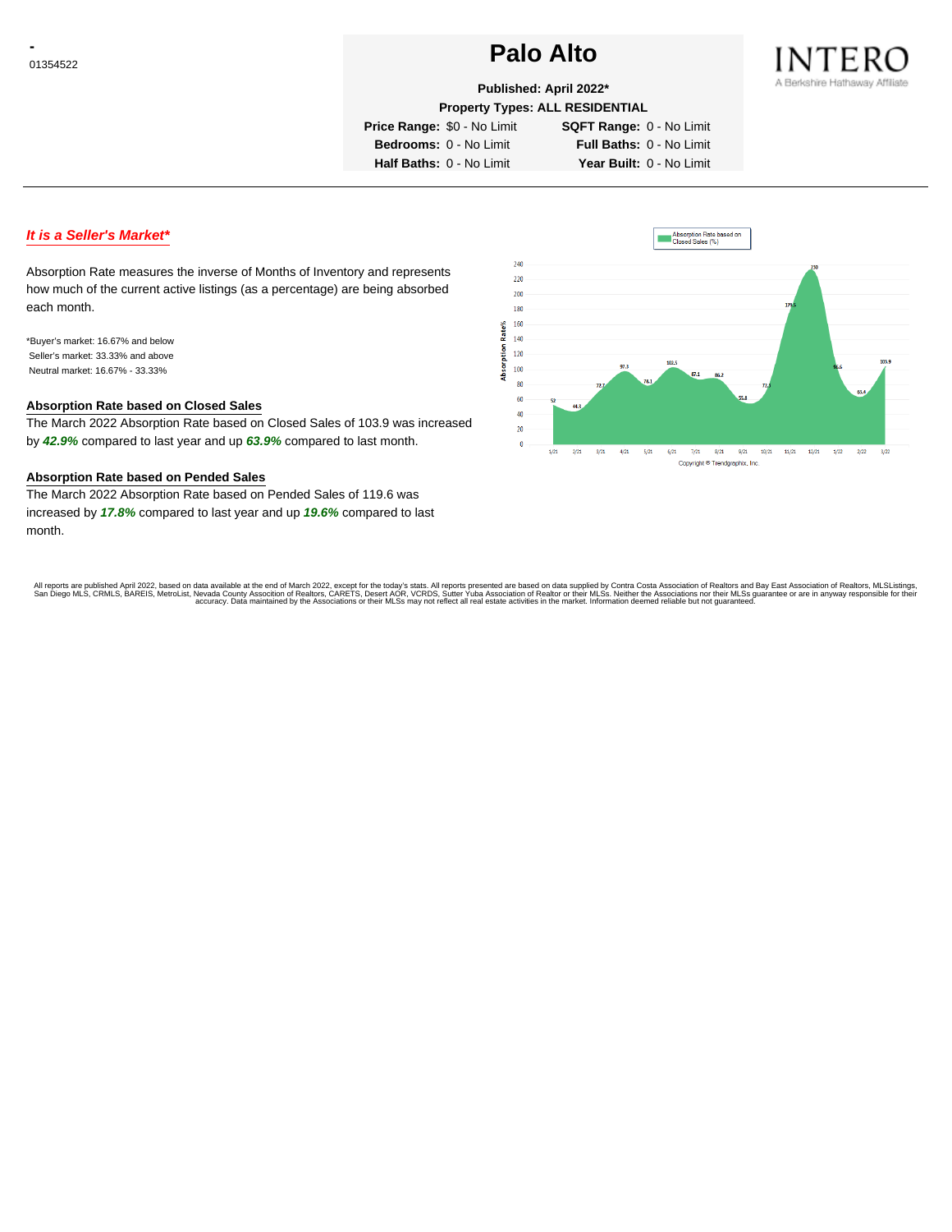-
01354522

# Palo Alto

**Published: April 2022***
**Property Types: ALL RESIDENTIAL**

**Price Range:** $0 - No Limit
**SQFT Range:** 0 - No Limit
**Bedrooms:** 0 - No Limit
**Full Baths:** 0 - No Limit
**Half Baths:** 0 - No Limit
**Year Built:** 0 - No Limit

INTERO
A Berkshire Hathaway Affiliate

## *It is a Seller's Market**

Absorption Rate measures the inverse of Months of Inventory and represents how much of the current active listings (as a percentage) are being absorbed each month.

*Buyer's market: 16.67% and below
Seller's market: 33.33% and above
Neutral market: 16.67% - 33.33%

### Absorption Rate based on Closed Sales

The March 2022 Absorption Rate based on Closed Sales of 103.9 was increased by ***42.9%*** compared to last year and up ***63.9%*** compared to last month.

### Absorption Rate based on Pended Sales

The March 2022 Absorption Rate based on Pended Sales of 119.6 was increased by ***17.8%*** compared to last year and up ***19.6%*** compared to last month.

Absorption Rate based on Closed Sales (%)
Absorption Rate%
240
220
200
180
160
140
120
100
80
60
40
20
0
52
44.3
72.7
97.3
78.1
102.5
87.1
86.2
55.8
72.1
179.5
230
96.6
63.4
103.9
1/21 2/21 3/21 4/21 5/21 6/21 7/21 8/21 9/21 10/21 11/21 12/21 1/22 2/22 3/22
Copyright © Trendgraphix, Inc.

All reports are published April 2022, based on data available at the end of March 2022, except for the today's stats. All reports presented are based on data supplied by Contra Costa Association of Realtors and Bay East Association of Realtors, MLSListings, San Diego MLS, CRMLS, BAREIS, MetroList, Nevada County Assocition of Realtors, CARETS, Desert AOR, VCRDS, Sutter Yuba Association of Realtor or their MLSs. Neither the Associations nor their MLSs guarantee or are in anyway responsible for their accuracy. Data maintained by the Associations or their MLSs may not reflect all real estate activities in the market. Information deemed reliable but not guaranteed.